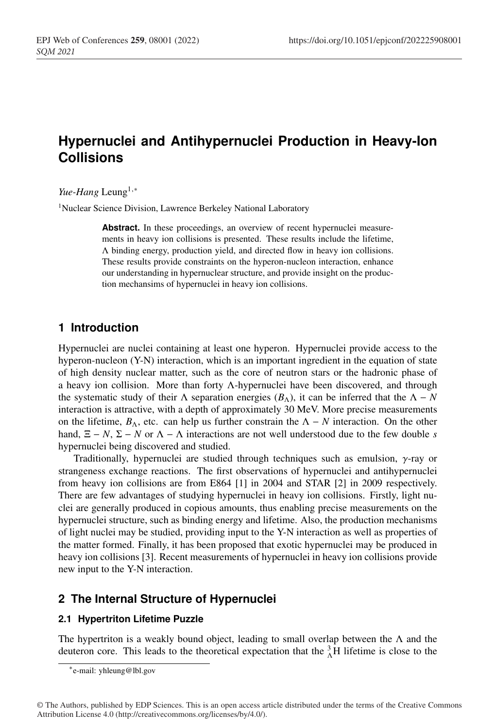# Hypernuclei and Antihypernuclei Production in Heavy-Ion Collisions

*Yue-Hang* Leung[1,*]

[1]Nuclear Science Division, Lawrence Berkeley National Laboratory

**Abstract.** In these proceedings, an overview of recent hypernuclei measurements in heavy ion collisions is presented. These results include the lifetime, $\Lambda$ binding energy, production yield, and directed flow in heavy ion collisions. These results provide constraints on the hyperon-nucleon interaction, enhance our understanding in hypernuclear structure, and provide insight on the production mechansims of hypernuclei in heavy ion collisions.

## 1 Introduction

Hypernuclei are nuclei containing at least one hyperon. Hypernuclei provide access to the hyperon-nucleon (Y-N) interaction, which is an important ingredient in the equation of state of high density nuclear matter, such as the core of neutron stars or the hadronic phase of a heavy ion collision. More than forty $\Lambda$-hypernuclei have been discovered, and through the systematic study of their $\Lambda$ separation energies ($B_\Lambda$), it can be inferred that the $\Lambda - N$ interaction is attractive, with a depth of approximately 30 MeV. More precise measurements on the lifetime, $B_\Lambda$, etc. can help us further constrain the $\Lambda - N$ interaction. On the other hand, $\Xi - N$, $\Sigma - N$ or $\Lambda - \Lambda$ interactions are not well understood due to the few double *s* hypernuclei being discovered and studied.

Traditionally, hypernuclei are studied through techniques such as emulsion, $\gamma$-ray or strangeness exchange reactions. The first observations of hypernuclei and antihypernuclei from heavy ion collisions are from E864 [1] in 2004 and STAR [2] in 2009 respectively. There are few advantages of studying hypernuclei in heavy ion collisions. Firstly, light nuclei are generally produced in copious amounts, thus enabling precise measurements on the hypernuclei structure, such as binding energy and lifetime. Also, the production mechanisms of light nuclei may be studied, providing input to the Y-N interaction as well as properties of the matter formed. Finally, it has been proposed that exotic hypernuclei may be produced in heavy ion collisions [3]. Recent measurements of hypernuclei in heavy ion collisions provide new input to the Y-N interaction.

## 2 The Internal Structure of Hypernuclei

### 2.1 Hypertriton Lifetime Puzzle

The hypertriton is a weakly bound object, leading to small overlap between the $\Lambda$ and the deuteron core. This leads to the theoretical expectation that the ${}^{3}_{\Lambda}\mathrm{H}$ lifetime is close to the

---

*e-mail: yhleung@lbl.gov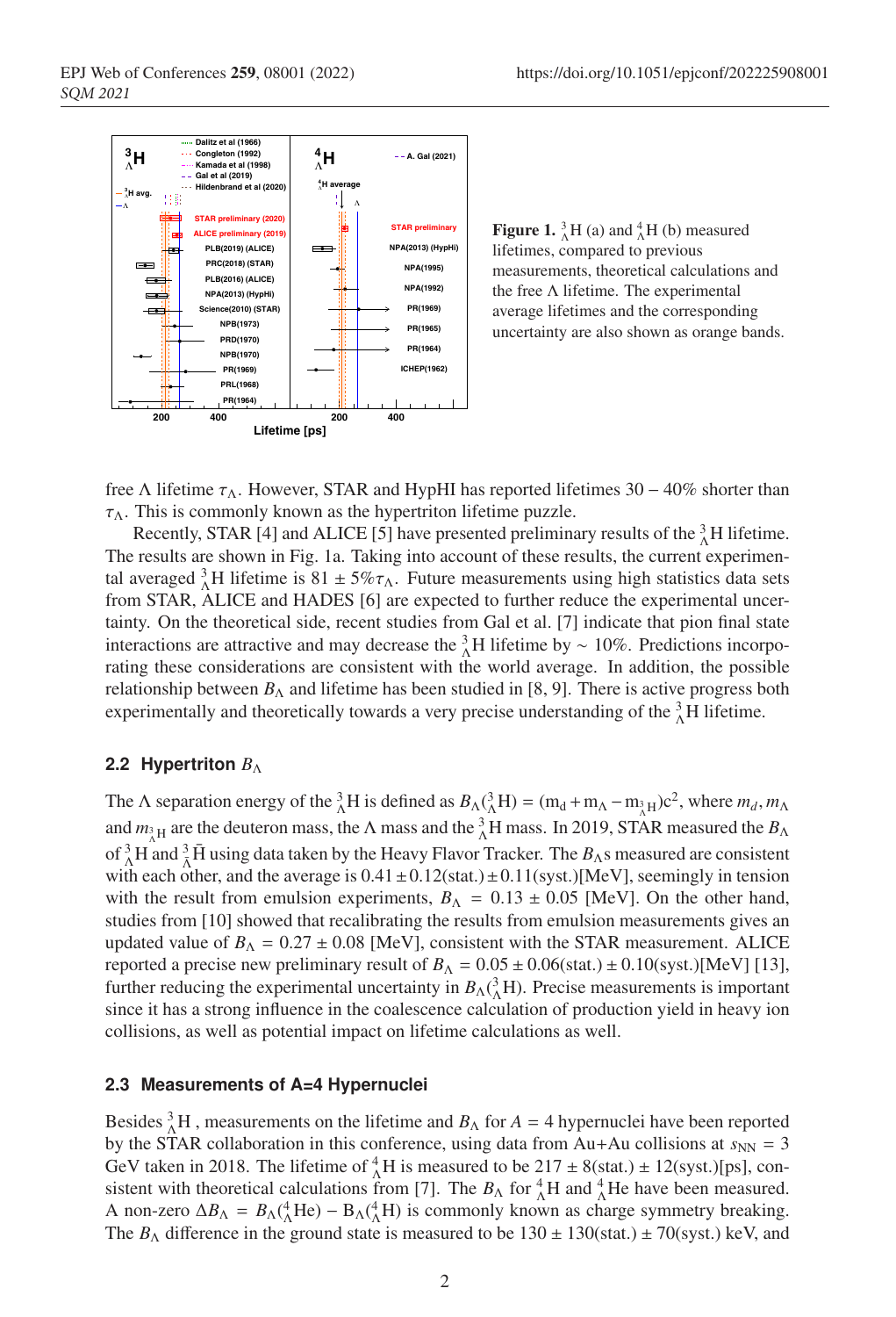**Figure 1.** ${}^{3}_{\Lambda}$H (a) and ${}^{4}_{\Lambda}$H (b) measured lifetimes, compared to previous measurements, theoretical calculations and the free Λ lifetime. The experimental average lifetimes and the corresponding uncertainty are also shown as orange bands.

free Λ lifetime $\tau_\Lambda$. However, STAR and HypHI has reported lifetimes 30 − 40% shorter than $\tau_\Lambda$. This is commonly known as the hypertriton lifetime puzzle.

Recently, STAR [4] and ALICE [5] have presented preliminary results of the ${}^{3}_{\Lambda}$H lifetime. The results are shown in Fig. 1a. Taking into account of these results, the current experimental averaged ${}^{3}_{\Lambda}$H lifetime is $81 \pm 5\%\tau_\Lambda$. Future measurements using high statistics data sets from STAR, ALICE and HADES [6] are expected to further reduce the experimental uncertainty. On the theoretical side, recent studies from Gal et al. [7] indicate that pion final state interactions are attractive and may decrease the ${}^{3}_{\Lambda}$H lifetime by ∼ 10%. Predictions incorporating these considerations are consistent with the world average. In addition, the possible relationship between $B_\Lambda$ and lifetime has been studied in [8, 9]. There is active progress both experimentally and theoretically towards a very precise understanding of the ${}^{3}_{\Lambda}$H lifetime.

### 2.2 Hypertriton $B_\Lambda$

The Λ separation energy of the ${}^{3}_{\Lambda}$H is defined as $B_\Lambda({}^{3}_{\Lambda}\mathrm{H}) = (\mathrm{m_d} + \mathrm{m}_\Lambda - \mathrm{m}_{{}^{3}_{\Lambda}\mathrm{H}})\mathrm{c}^2$, where $m_d, m_\Lambda$ and $m_{{}^{3}_{\Lambda}\mathrm{H}}$ are the deuteron mass, the Λ mass and the ${}^{3}_{\Lambda}$H mass. In 2019, STAR measured the $B_\Lambda$ of ${}^{3}_{\Lambda}$H and ${}^{3}_{\bar{\Lambda}}\bar{\mathrm{H}}$ using data taken by the Heavy Flavor Tracker. The $B_\Lambda$s measured are consistent with each other, and the average is $0.41 \pm 0.12(\mathrm{stat.}) \pm 0.11(\mathrm{syst.})$[MeV], seemingly in tension with the result from emulsion experiments, $B_\Lambda = 0.13 \pm 0.05$ [MeV]. On the other hand, studies from [10] showed that recalibrating the results from emulsion measurements gives an updated value of $B_\Lambda = 0.27 \pm 0.08$ [MeV], consistent with the STAR measurement. ALICE reported a precise new preliminary result of $B_\Lambda = 0.05 \pm 0.06(\mathrm{stat.}) \pm 0.10(\mathrm{syst.})$[MeV] [13], further reducing the experimental uncertainty in $B_\Lambda({}^{3}_{\Lambda}\mathrm{H})$. Precise measurements is important since it has a strong influence in the coalescence calculation of production yield in heavy ion collisions, as well as potential impact on lifetime calculations as well.

### 2.3 Measurements of A=4 Hypernuclei

Besides ${}^{3}_{\Lambda}$H , measurements on the lifetime and $B_\Lambda$ for $A = 4$ hypernuclei have been reported by the STAR collaboration in this conference, using data from Au+Au collisions at $s_{\mathrm{NN}} = 3$ GeV taken in 2018. The lifetime of ${}^{4}_{\Lambda}$H is measured to be $217 \pm 8(\mathrm{stat.}) \pm 12(\mathrm{syst.})$[ps], consistent with theoretical calculations from [7]. The $B_\Lambda$ for ${}^{4}_{\Lambda}$H and ${}^{4}_{\Lambda}$He have been measured. A non-zero $\Delta B_\Lambda = B_\Lambda({}^{4}_{\Lambda}\mathrm{He}) - \mathrm{B}_\Lambda({}^{4}_{\Lambda}\mathrm{H})$ is commonly known as charge symmetry breaking. The $B_\Lambda$ difference in the ground state is measured to be $130 \pm 130(\mathrm{stat.}) \pm 70(\mathrm{syst.})$ keV, and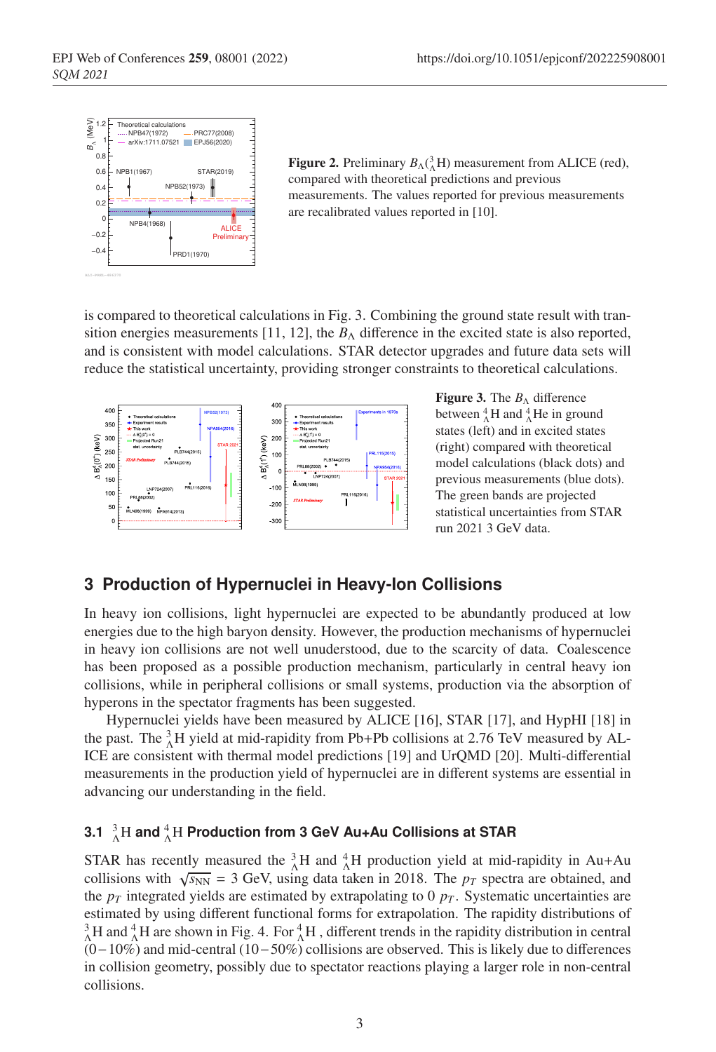**Figure 2.** Preliminary $B_\Lambda(^3_\Lambda\mathrm{H})$ measurement from ALICE (red), compared with theoretical predictions and previous measurements. The values reported for previous measurements are recalibrated values reported in [10].

is compared to theoretical calculations in Fig. 3. Combining the ground state result with transition energies measurements [11, 12], the $B_\Lambda$ difference in the excited state is also reported, and is consistent with model calculations. STAR detector upgrades and future data sets will reduce the statistical uncertainty, providing stronger constraints to theoretical calculations.

**Figure 3.** The $B_\Lambda$ difference between $^4_\Lambda\mathrm{H}$ and $^4_\Lambda\mathrm{He}$ in ground states (left) and in excited states (right) compared with theoretical model calculations (black dots) and previous measurements (blue dots). The green bands are projected statistical uncertainties from STAR run 2021 3 GeV data.

## 3 Production of Hypernuclei in Heavy-Ion Collisions

In heavy ion collisions, light hypernuclei are expected to be abundantly produced at low energies due to the high baryon density. However, the production mechanisms of hypernuclei in heavy ion collisions are not well ununderstood, due to the scarcity of data. Coalescence has been proposed as a possible production mechanism, particularly in central heavy ion collisions, while in peripheral collisions or small systems, production via the absorption of hyperons in the spectator fragments has been suggested.

Hypernuclei yields have been measured by ALICE [16], STAR [17], and HypHI [18] in the past. The $^3_\Lambda\mathrm{H}$ yield at mid-rapidity from Pb+Pb collisions at 2.76 TeV measured by ALICE are consistent with thermal model predictions [19] and UrQMD [20]. Multi-differential measurements in the production yield of hypernuclei are in different systems are essential in advancing our understanding in the field.

### 3.1 $^3_\Lambda\mathrm{H}$ and $^4_\Lambda\mathrm{H}$ Production from 3 GeV Au+Au Collisions at STAR

STAR has recently measured the $^3_\Lambda\mathrm{H}$ and $^4_\Lambda\mathrm{H}$ production yield at mid-rapidity in Au+Au collisions with $\sqrt{s_{\mathrm{NN}}} = 3$ GeV, using data taken in 2018. The $p_T$ spectra are obtained, and the $p_T$ integrated yields are estimated by extrapolating to 0 $p_T$. Systematic uncertainties are estimated by using different functional forms for extrapolation. The rapidity distributions of $^3_\Lambda\mathrm{H}$ and $^4_\Lambda\mathrm{H}$ are shown in Fig. 4. For $^4_\Lambda\mathrm{H}$ , different trends in the rapidity distribution in central $(0-10\%)$ and mid-central $(10-50\%)$ collisions are observed. This is likely due to differences in collision geometry, possibly due to spectator reactions playing a larger role in non-central collisions.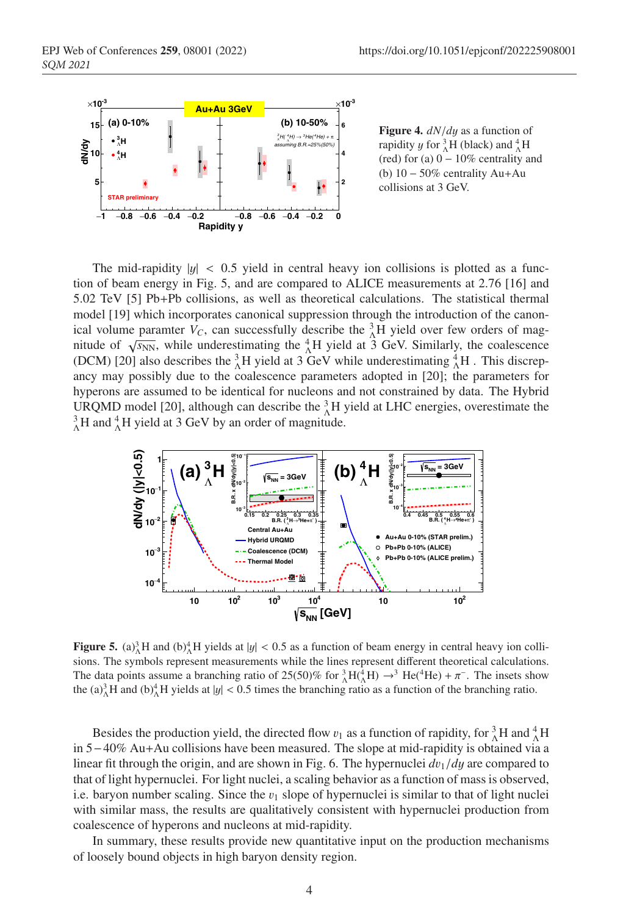**Figure 4.** $dN/dy$ as a function of rapidity $y$ for ${}^{3}_{\Lambda}$H (black) and ${}^{4}_{\Lambda}$H (red) for (a) $0-10\%$ centrality and (b) $10-50\%$ centrality Au+Au collisions at 3 GeV.

The mid-rapidity $|y| < 0.5$ yield in central heavy ion collisions is plotted as a function of beam energy in Fig. 5, and are compared to ALICE measurements at 2.76 [16] and 5.02 TeV [5] Pb+Pb collisions, as well as theoretical calculations. The statistical thermal model [19] which incorporates canonical suppression through the introduction of the canonical volume paramter $V_C$, can successfully describe the ${}^{3}_{\Lambda}$H yield over few orders of magnitude of $\sqrt{s_{\mathrm{NN}}}$, while underestimating the ${}^{4}_{\Lambda}$H yield at 3 GeV. Similarly, the coalescence (DCM) [20] also describes the ${}^{3}_{\Lambda}$H yield at 3 GeV while underestimating ${}^{4}_{\Lambda}$H . This discrepancy may possibly due to the coalescence parameters adopted in [20]; the parameters for hyperons are assumed to be identical for nucleons and not constrained by data. The Hybrid URQMD model [20], although can describe the ${}^{3}_{\Lambda}$H yield at LHC energies, overestimate the ${}^{3}_{\Lambda}$H and ${}^{4}_{\Lambda}$H yield at 3 GeV by an order of magnitude.

**Figure 5.** (a)${}^{3}_{\Lambda}$H and (b)${}^{4}_{\Lambda}$H yields at $|y| < 0.5$ as a function of beam energy in central heavy ion collisions. The symbols represent measurements while the lines represent different theoretical calculations. The data points assume a branching ratio of 25(50)% for ${}^{3}_{\Lambda}$H(${}^{4}_{\Lambda}$H) $\rightarrow {}^{3}$He(${}^{4}$He) + $\pi^{-}$. The insets show the (a)${}^{3}_{\Lambda}$H and (b)${}^{4}_{\Lambda}$H yields at $|y| < 0.5$ times the branching ratio as a function of the branching ratio.

Besides the production yield, the directed flow $v_1$ as a function of rapidity, for ${}^{3}_{\Lambda}$H and ${}^{4}_{\Lambda}$H in $5-40\%$ Au+Au collisions have been measured. The slope at mid-rapidity is obtained via a linear fit through the origin, and are shown in Fig. 6. The hypernuclei $dv_1/dy$ are compared to that of light hypernuclei. For light nuclei, a scaling behavior as a function of mass is observed, i.e. baryon number scaling. Since the $v_1$ slope of hypernuclei is similar to that of light nuclei with similar mass, the results are qualitatively consistent with hypernuclei production from coalescence of hyperons and nucleons at mid-rapidity.

In summary, these results provide new quantitative input on the production mechanisms of loosely bound objects in high baryon density region.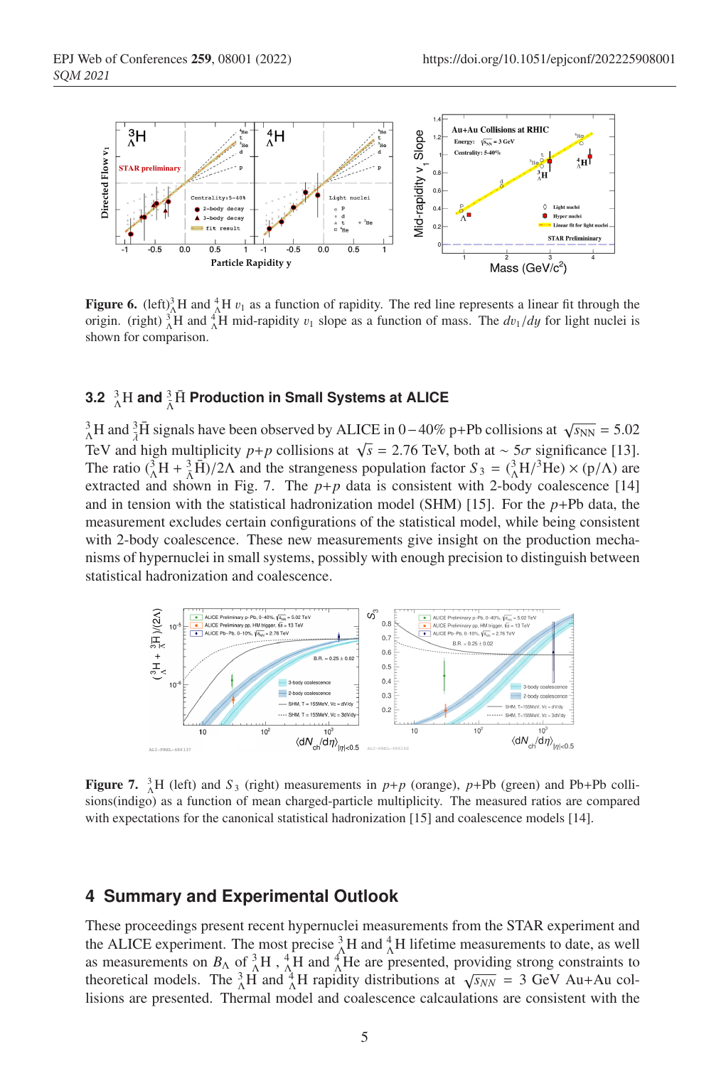**Figure 6.** (left) $^3_\Lambda$H and $^4_\Lambda$H $v_1$ as a function of rapidity. The red line represents a linear fit through the origin. (right) $^3_\Lambda$H and $^4_\Lambda$H mid-rapidity $v_1$ slope as a function of mass. The $dv_1/dy$ for light nuclei is shown for comparison.

### 3.2 $^3_\Lambda$H and $^3_\Lambda\bar{\text{H}}$ Production in Small Systems at ALICE

$^3_\Lambda$H and $^3_{\bar{\lambda}}\bar{\text{H}}$ signals have been observed by ALICE in 0 – 40% p+Pb collisions at $\sqrt{s_{\text{NN}}} = 5.02$ TeV and high multiplicity $p$+$p$ collisions at $\sqrt{s} = 2.76$ TeV, both at $\sim 5\sigma$ significance [13]. The ratio ($^3_\Lambda$H + $^3_\Lambda\bar{\text{H}}$)/2Λ and the strangeness population factor $S_3$ = ($^3_\Lambda$H/$^3$He) × (p/Λ) are extracted and shown in Fig. 7. The $p$+$p$ data is consistent with 2-body coalescence [14] and in tension with the statistical hadronization model (SHM) [15]. For the $p$+Pb data, the measurement excludes certain configurations of the statistical model, while being consistent with 2-body coalescence. These new measurements give insight on the production mechanisms of hypernuclei in small systems, possibly with enough precision to distinguish between statistical hadronization and coalescence.

**Figure 7.** $^3_\Lambda$H (left) and $S_3$ (right) measurements in $p$+$p$ (orange), $p$+Pb (green) and Pb+Pb collisions(indigo) as a function of mean charged-particle multiplicity. The measured ratios are compared with expectations for the canonical statistical hadronization [15] and coalescence models [14].

## 4 Summary and Experimental Outlook

These proceedings present recent hypernuclei measurements from the STAR experiment and the ALICE experiment. The most precise $^3_\Lambda$H and $^4_\Lambda$H lifetime measurements to date, as well as measurements on $B_\Lambda$ of $^3_\Lambda$H , $^4_\Lambda$H and $^4_\Lambda$He are presented, providing strong constraints to theoretical models. The $^3_\Lambda$H and $^4_\Lambda$H rapidity distributions at $\sqrt{s_{NN}} = 3$ GeV Au+Au collisions are presented. Thermal model and coalescence calcaulations are consistent with the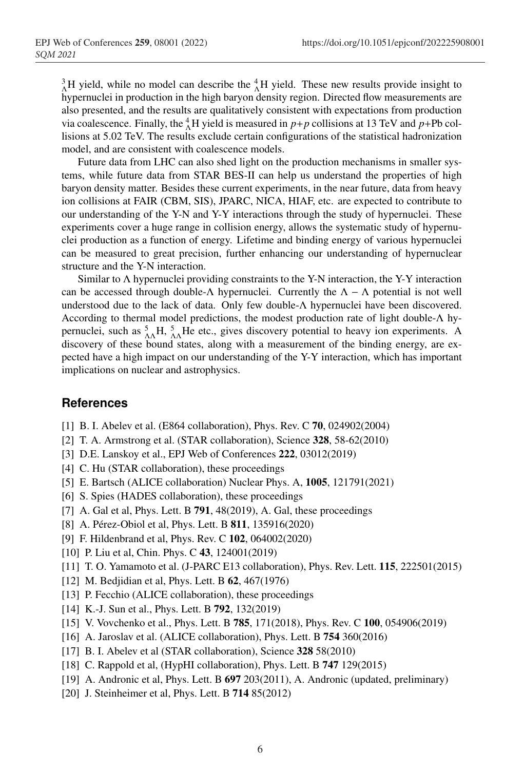${}^{3}_{\Lambda}$H yield, while no model can describe the ${}^{4}_{\Lambda}$H yield. These new results provide insight to hypernuclei in production in the high baryon density region. Directed flow measurements are also presented, and the results are qualitatively consistent with expectations from production via coalescence. Finally, the ${}^{4}_{\Lambda}$H yield is measured in $p$+$p$ collisions at 13 TeV and $p$+Pb collisions at 5.02 TeV. The results exclude certain configurations of the statistical hadronization model, and are consistent with coalescence models.

Future data from LHC can also shed light on the production mechanisms in smaller systems, while future data from STAR BES-II can help us understand the properties of high baryon density matter. Besides these current experiments, in the near future, data from heavy ion collisions at FAIR (CBM, SIS), JPARC, NICA, HIAF, etc. are expected to contribute to our understanding of the Y-N and Y-Y interactions through the study of hypernuclei. These experiments cover a huge range in collision energy, allows the systematic study of hypernuclei production as a function of energy. Lifetime and binding energy of various hypernuclei can be measured to great precision, further enhancing our understanding of hypernuclear structure and the Y-N interaction.

Similar to $\Lambda$ hypernuclei providing constraints to the Y-N interaction, the Y-Y interaction can be accessed through double-$\Lambda$ hypernuclei. Currently the $\Lambda - \Lambda$ potential is not well understood due to the lack of data. Only few double-$\Lambda$ hypernuclei have been discovered. According to thermal model predictions, the modest production rate of light double-$\Lambda$ hypernuclei, such as ${}^{5}_{\Lambda\Lambda}$H, ${}^{5}_{\Lambda\Lambda}$He etc., gives discovery potential to heavy ion experiments. A discovery of these bound states, along with a measurement of the binding energy, are expected have a high impact on our understanding of the Y-Y interaction, which has important implications on nuclear and astrophysics.

## References

[1] B. I. Abelev et al. (E864 collaboration), Phys. Rev. C **70**, 024902(2004)

[2] T. A. Armstrong et al. (STAR collaboration), Science **328**, 58-62(2010)

[3] D.E. Lanskoy et al., EPJ Web of Conferences **222**, 03012(2019)

[4] C. Hu (STAR collaboration), these proceedings

[5] E. Bartsch (ALICE collaboration) Nuclear Phys. A, **1005**, 121791(2021)

[6] S. Spies (HADES collaboration), these proceedings

[7] A. Gal et al, Phys. Lett. B **791**, 48(2019), A. Gal, these proceedings

[8] A. Pérez-Obiol et al, Phys. Lett. B **811**, 135916(2020)

[9] F. Hildenbrand et al, Phys. Rev. C **102**, 064002(2020)

[10] P. Liu et al, Chin. Phys. C **43**, 124001(2019)

[11] T. O. Yamamoto et al. (J-PARC E13 collaboration), Phys. Rev. Lett. **115**, 222501(2015)

[12] M. Bedjidian et al, Phys. Lett. B **62**, 467(1976)

[13] P. Fecchio (ALICE collaboration), these proceedings

[14] K.-J. Sun et al., Phys. Lett. B **792**, 132(2019)

[15] V. Vovchenko et al., Phys. Lett. B **785**, 171(2018), Phys. Rev. C **100**, 054906(2019)

[16] A. Jaroslav et al. (ALICE collaboration), Phys. Lett. B **754** 360(2016)

[17] B. I. Abelev et al (STAR collaboration), Science **328** 58(2010)

[18] C. Rappold et al, (HypHI collaboration), Phys. Lett. B **747** 129(2015)

[19] A. Andronic et al, Phys. Lett. B **697** 203(2011), A. Andronic (updated, preliminary)

[20] J. Steinheimer et al, Phys. Lett. B **714** 85(2012)